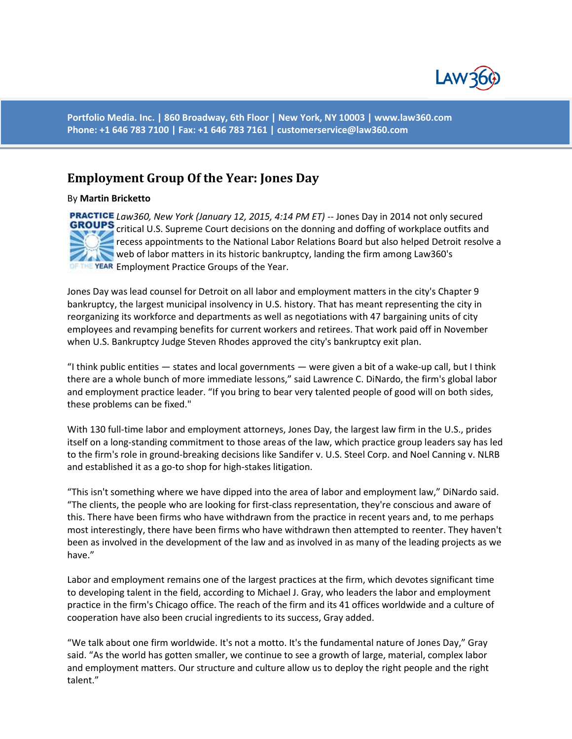Portfolio Media. Inc. | 860 Broadway, 6th Floor | New York, NY 10003 | www.law360.com
Phone: +1 646 783 7100 | Fax: +1 646 783 7161 | customerservice@law360.com

# Employment Group Of the Year: Jones Day

By **Martin Bricketto**

*Law360, New York (January 12, 2015, 4:14 PM ET)* -- Jones Day in 2014 not only secured critical U.S. Supreme Court decisions on the donning and doffing of workplace outfits and recess appointments to the National Labor Relations Board but also helped Detroit resolve a web of labor matters in its historic bankruptcy, landing the firm among Law360's Employment Practice Groups of the Year.

Jones Day was lead counsel for Detroit on all labor and employment matters in the city's Chapter 9 bankruptcy, the largest municipal insolvency in U.S. history. That has meant representing the city in reorganizing its workforce and departments as well as negotiations with 47 bargaining units of city employees and revamping benefits for current workers and retirees. That work paid off in November when U.S. Bankruptcy Judge Steven Rhodes approved the city's bankruptcy exit plan.

"I think public entities — states and local governments — were given a bit of a wake-up call, but I think there are a whole bunch of more immediate lessons," said Lawrence C. DiNardo, the firm's global labor and employment practice leader. "If you bring to bear very talented people of good will on both sides, these problems can be fixed."

With 130 full-time labor and employment attorneys, Jones Day, the largest law firm in the U.S., prides itself on a long-standing commitment to those areas of the law, which practice group leaders say has led to the firm's role in ground-breaking decisions like Sandifer v. U.S. Steel Corp. and Noel Canning v. NLRB and established it as a go-to shop for high-stakes litigation.

"This isn't something where we have dipped into the area of labor and employment law," DiNardo said. "The clients, the people who are looking for first-class representation, they're conscious and aware of this. There have been firms who have withdrawn from the practice in recent years and, to me perhaps most interestingly, there have been firms who have withdrawn then attempted to reenter. They haven't been as involved in the development of the law and as involved in as many of the leading projects as we have."

Labor and employment remains one of the largest practices at the firm, which devotes significant time to developing talent in the field, according to Michael J. Gray, who leaders the labor and employment practice in the firm's Chicago office. The reach of the firm and its 41 offices worldwide and a culture of cooperation have also been crucial ingredients to its success, Gray added.

"We talk about one firm worldwide. It's not a motto. It's the fundamental nature of Jones Day," Gray said. "As the world has gotten smaller, we continue to see a growth of large, material, complex labor and employment matters. Our structure and culture allow us to deploy the right people and the right talent."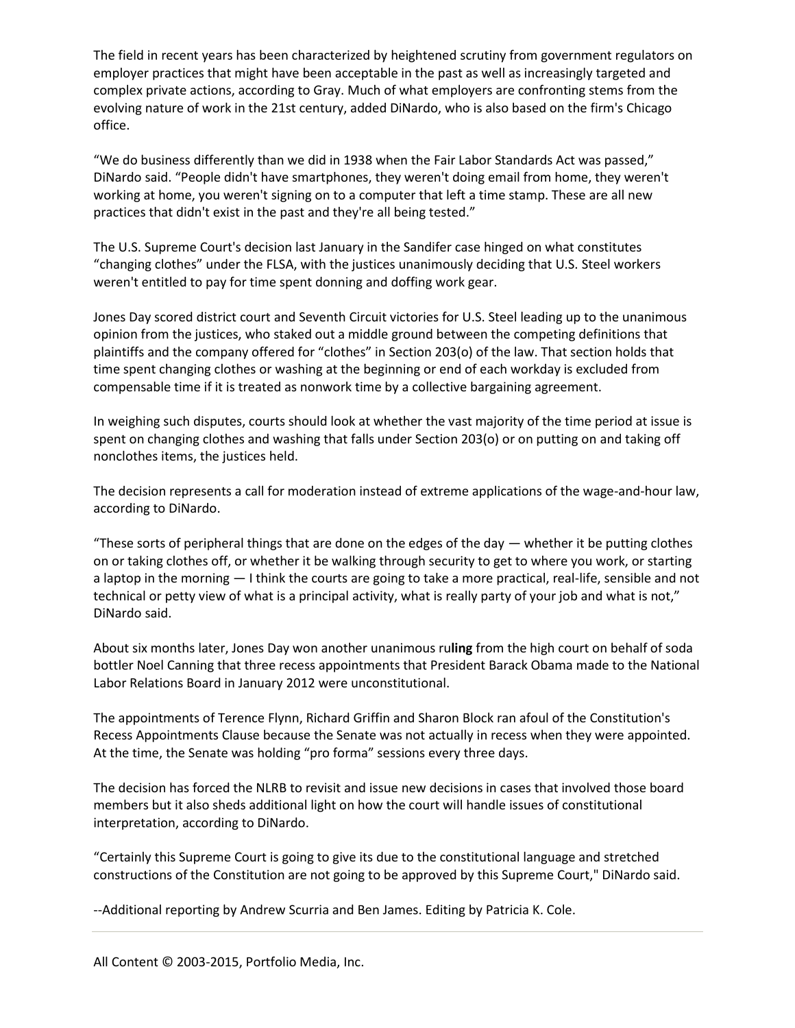The field in recent years has been characterized by heightened scrutiny from government regulators on employer practices that might have been acceptable in the past as well as increasingly targeted and complex private actions, according to Gray. Much of what employers are confronting stems from the evolving nature of work in the 21st century, added DiNardo, who is also based on the firm's Chicago office.

“We do business differently than we did in 1938 when the Fair Labor Standards Act was passed,” DiNardo said. “People didn't have smartphones, they weren't doing email from home, they weren't working at home, you weren't signing on to a computer that left a time stamp. These are all new practices that didn't exist in the past and they're all being tested.”

The U.S. Supreme Court's decision last January in the Sandifer case hinged on what constitutes “changing clothes” under the FLSA, with the justices unanimously deciding that U.S. Steel workers weren't entitled to pay for time spent donning and doffing work gear.

Jones Day scored district court and Seventh Circuit victories for U.S. Steel leading up to the unanimous opinion from the justices, who staked out a middle ground between the competing definitions that plaintiffs and the company offered for “clothes” in Section 203(o) of the law. That section holds that time spent changing clothes or washing at the beginning or end of each workday is excluded from compensable time if it is treated as nonwork time by a collective bargaining agreement.

In weighing such disputes, courts should look at whether the vast majority of the time period at issue is spent on changing clothes and washing that falls under Section 203(o) or on putting on and taking off nonclothes items, the justices held.

The decision represents a call for moderation instead of extreme applications of the wage-and-hour law, according to DiNardo.

“These sorts of peripheral things that are done on the edges of the day — whether it be putting clothes on or taking clothes off, or whether it be walking through security to get to where you work, or starting a laptop in the morning — I think the courts are going to take a more practical, real-life, sensible and not technical or petty view of what is a principal activity, what is really party of your job and what is not,” DiNardo said.

About six months later, Jones Day won another unanimous ru**ling** from the high court on behalf of soda bottler Noel Canning that three recess appointments that President Barack Obama made to the National Labor Relations Board in January 2012 were unconstitutional.

The appointments of Terence Flynn, Richard Griffin and Sharon Block ran afoul of the Constitution's Recess Appointments Clause because the Senate was not actually in recess when they were appointed. At the time, the Senate was holding “pro forma” sessions every three days.

The decision has forced the NLRB to revisit and issue new decisions in cases that involved those board members but it also sheds additional light on how the court will handle issues of constitutional interpretation, according to DiNardo.

“Certainly this Supreme Court is going to give its due to the constitutional language and stretched constructions of the Constitution are not going to be approved by this Supreme Court," DiNardo said.

--Additional reporting by Andrew Scurria and Ben James. Editing by Patricia K. Cole.

All Content © 2003-2015, Portfolio Media, Inc.